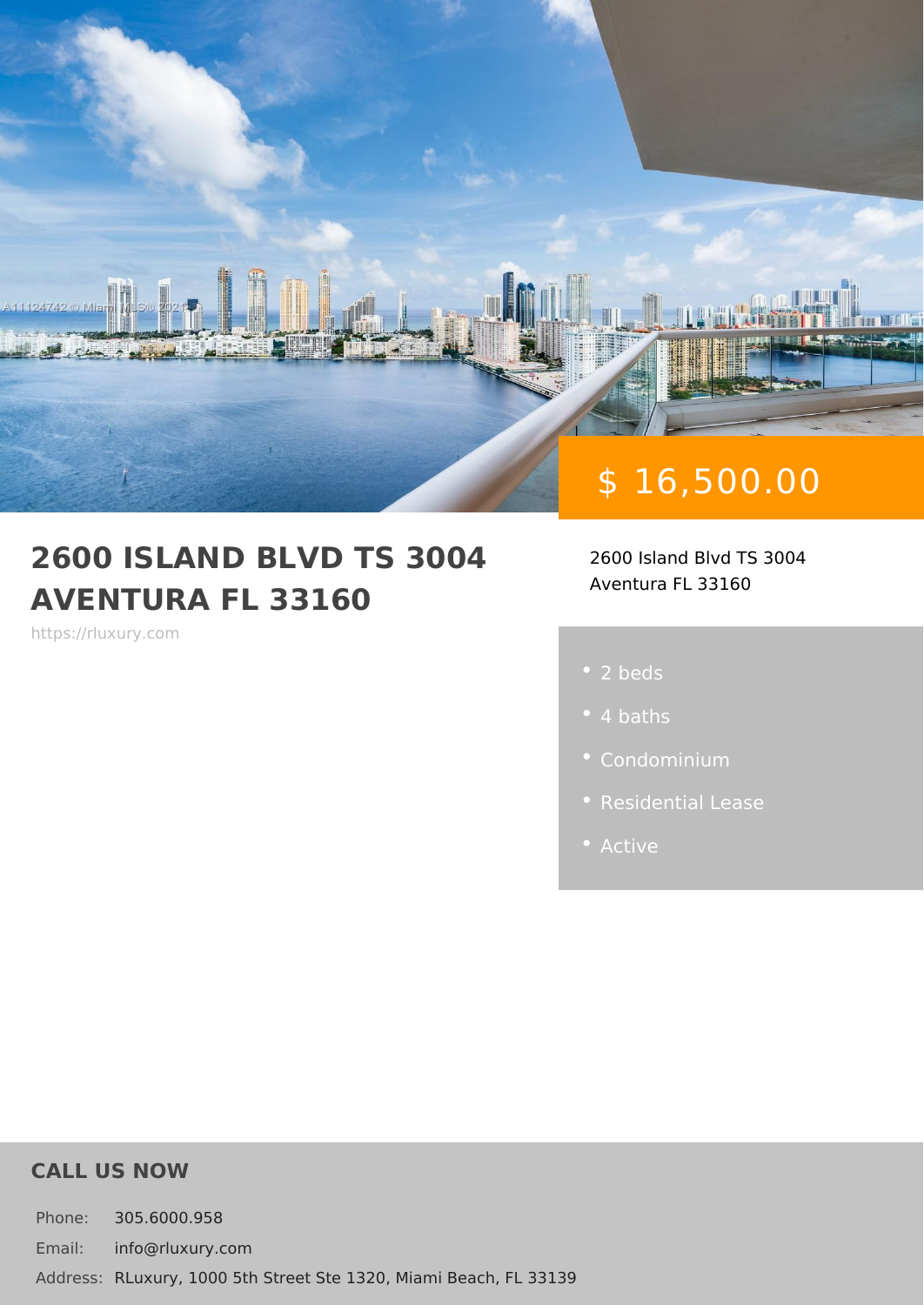$ 16,500.00

# 2600 ISLAND BLVD TS 3004 AVENTURA FL 33160

https://rluxury.com

2600 Island Blvd TS 3004
Aventura FL 33160

- 2 beds
- 4 baths
- Condominium
- Residential Lease
- Active

## CALL US NOW

Phone: 305.6000.958

Email: info@rluxury.com

Address: RLuxury, 1000 5th Street Ste 1320, Miami Beach, FL 33139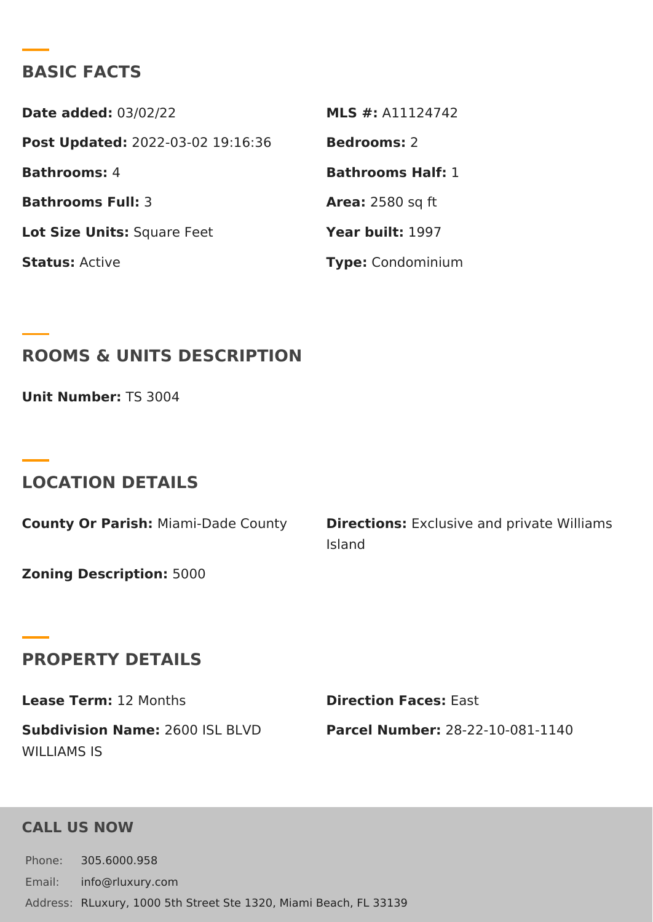## BASIC FACTS

**Date added:** 03/02/22

**MLS #:** A11124742

**Post Updated:** 2022-03-02 19:16:36

**Bedrooms:** 2

**Bathrooms:** 4

**Bathrooms Half:** 1

**Bathrooms Full:** 3

**Area:** 2580 sq ft

**Lot Size Units:** Square Feet

**Year built:** 1997

**Status:** Active

**Type:** Condominium

## ROOMS & UNITS DESCRIPTION

**Unit Number:** TS 3004

## LOCATION DETAILS

**County Or Parish:** Miami-Dade County

**Directions:** Exclusive and private Williams Island

**Zoning Description:** 5000

## PROPERTY DETAILS

**Lease Term:** 12 Months

**Direction Faces:** East

**Subdivision Name:** 2600 ISL BLVD WILLIAMS IS

**Parcel Number:** 28-22-10-081-1140

## CALL US NOW

Phone: 305.6000.958

Email: info@rluxury.com

Address: RLuxury, 1000 5th Street Ste 1320, Miami Beach, FL 33139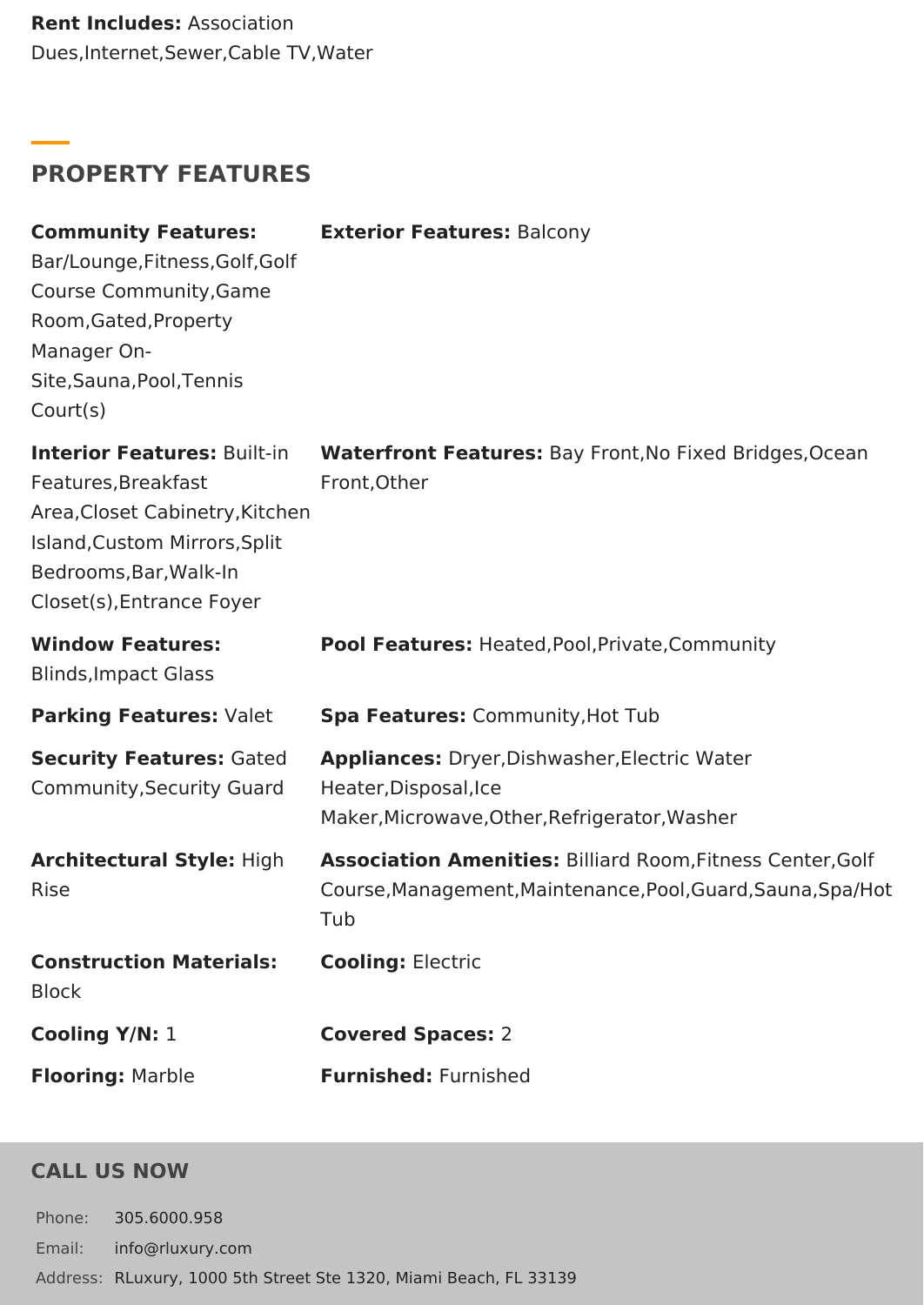**Rent Includes:** Association Dues,Internet,Sewer,Cable TV,Water

## PROPERTY FEATURES

**Community Features:** Bar/Lounge,Fitness,Golf,Golf Course Community,Game Room,Gated,Property Manager On-Site,Sauna,Pool,Tennis Court(s)

**Exterior Features:** Balcony

**Interior Features:** Built-in Features,Breakfast Area,Closet Cabinetry,Kitchen Island,Custom Mirrors,Split Bedrooms,Bar,Walk-In Closet(s),Entrance Foyer

**Waterfront Features:** Bay Front,No Fixed Bridges,Ocean Front,Other

**Window Features:** Blinds,Impact Glass

**Pool Features:** Heated,Pool,Private,Community

**Parking Features:** Valet

**Spa Features:** Community,Hot Tub

**Security Features:** Gated Community,Security Guard

**Appliances:** Dryer,Dishwasher,Electric Water Heater,Disposal,Ice Maker,Microwave,Other,Refrigerator,Washer

**Architectural Style:** High Rise

**Association Amenities:** Billiard Room,Fitness Center,Golf Course,Management,Maintenance,Pool,Guard,Sauna,Spa/Hot Tub

**Construction Materials:** Block

**Cooling:** Electric

**Cooling Y/N:** 1

**Covered Spaces:** 2

**Flooring:** Marble

**Furnished:** Furnished

## CALL US NOW

| | |
|---|---|
| Phone: | 305.6000.958 |
| Email: | info@rluxury.com |
| Address: | RLuxury, 1000 5th Street Ste 1320, Miami Beach, FL 33139 |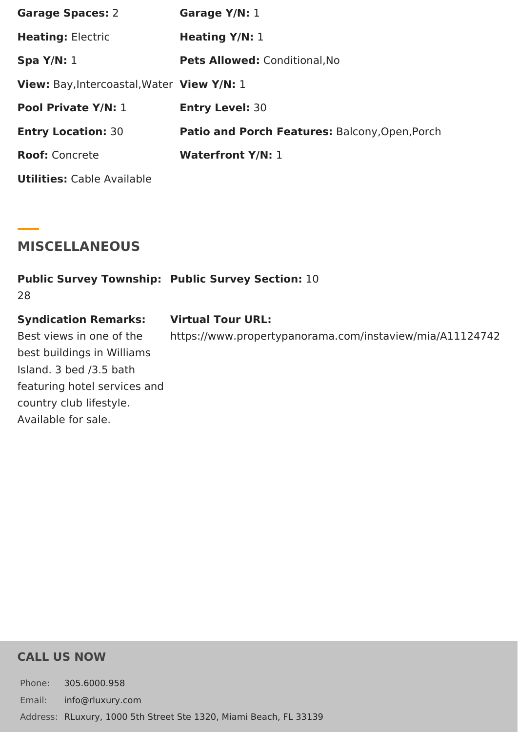**Garage Spaces:** 2

**Garage Y/N:** 1

**Heating:** Electric

**Heating Y/N:** 1

**Spa Y/N:** 1

**Pets Allowed:** Conditional,No

**View:** Bay,Intercoastal,Water

**View Y/N:** 1

**Pool Private Y/N:** 1

**Entry Level:** 30

**Entry Location:** 30

**Patio and Porch Features:** Balcony,Open,Porch

**Roof:** Concrete

**Waterfront Y/N:** 1

**Utilities:** Cable Available

## MISCELLANEOUS

**Public Survey Township:** 28

**Public Survey Section:** 10

**Syndication Remarks:** Best views in one of the best buildings in Williams Island. 3 bed /3.5 bath featuring hotel services and country club lifestyle. Available for sale.

**Virtual Tour URL:** https://www.propertypanorama.com/instaview/mia/A11124742

## CALL US NOW

Phone: 305.6000.958

Email: info@rluxury.com

Address: RLuxury, 1000 5th Street Ste 1320, Miami Beach, FL 33139